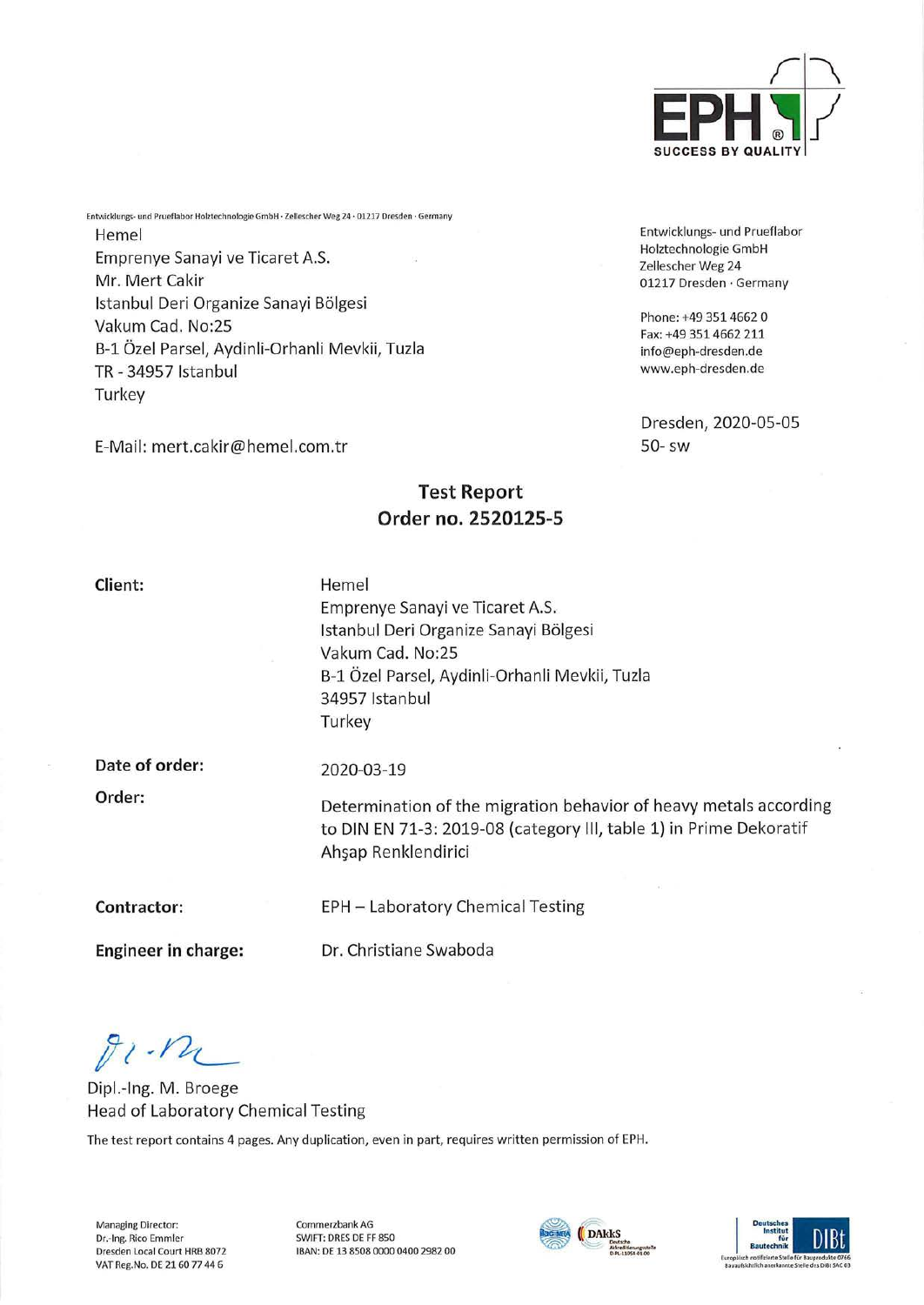EPH® SUCCESS BY QUALITY

Entwicklungs- und Prueflabor Holztechnologie GmbH · Zellescher Weg 24 · 01217 Dresden · Germany

Hemel
Emprenye Sanayi ve Ticaret A.S.
Mr. Mert Cakir
Istanbul Deri Organize Sanayi Bölgesi
Vakum Cad. No:25
B-1 Özel Parsel, Aydinli-Orhanli Mevkii, Tuzla
TR - 34957 Istanbul
Turkey

E-Mail: mert.cakir@hemel.com.tr

Entwicklungs- und Prueflabor
Holztechnologie GmbH
Zellescher Weg 24
01217 Dresden · Germany

Phone: +49 351 4662 0
Fax: +49 351 4662 211
info@eph-dresden.de
www.eph-dresden.de

Dresden, 2020-05-05
50- sw

# Test Report
## Order no. 2520125-5

**Client:** Hemel
Emprenye Sanayi ve Ticaret A.S.
Istanbul Deri Organize Sanayi Bölgesi
Vakum Cad. No:25
B-1 Özel Parsel, Aydinli-Orhanli Mevkii, Tuzla
34957 Istanbul
Turkey

**Date of order:** 2020-03-19

**Order:** Determination of the migration behavior of heavy metals according to DIN EN 71-3: 2019-08 (category III, table 1) in Prime Dekoratif Ahşap Renklendirici

**Contractor:** EPH – Laboratory Chemical Testing

**Engineer in charge:** Dr. Christiane Swaboda

Dipl.-Ing. M. Broege
Head of Laboratory Chemical Testing

The test report contains 4 pages. Any duplication, even in part, requires written permission of EPH.

Managing Director:
Dr.-Ing. Rico Emmler
Dresden Local Court HRB 8072
VAT Reg.No. DE 21 60 77 44 6

Commerzbank AG
SWIFT: DRES DE FF 850
IBAN: DE 13 8508 0000 0400 2982 00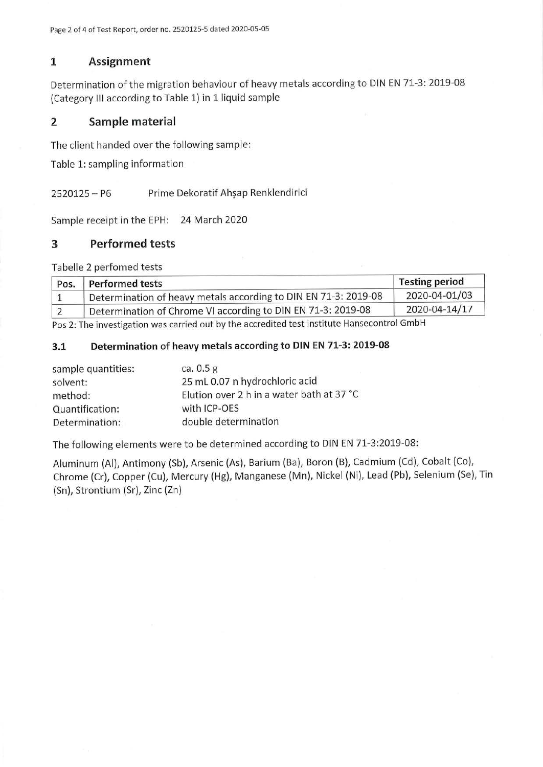## 1 Assignment

Determination of the migration behaviour of heavy metals according to DIN EN 71-3: 2019-08 (Category III according to Table 1) in 1 liquid sample

## 2 Sample material

The client handed over the following sample:

Table 1: sampling information

2520125 – P6 Prime Dekoratif Ahşap Renklendirici

Sample receipt in the EPH: 24 March 2020

## 3 Performed tests

Tabelle 2 perfomed tests

| Pos. | Performed tests | Testing period |
|---|---|---|
| 1 | Determination of heavy metals according to DIN EN 71-3: 2019-08 | 2020-04-01/03 |
| 2 | Determination of Chrome VI according to DIN EN 71-3: 2019-08 | 2020-04-14/17 |

Pos 2: The investigation was carried out by the accredited test institute Hansecontrol GmbH

### 3.1 Determination of heavy metals according to DIN EN 71-3: 2019-08

sample quantities: ca. 0.5 g
solvent: 25 mL 0.07 n hydrochloric acid
method: Elution over 2 h in a water bath at 37 °C
Quantification: with ICP-OES
Determination: double determination

The following elements were to be determined according to DIN EN 71-3:2019-08:

Aluminum (Al), Antimony (Sb), Arsenic (As), Barium (Ba), Boron (B), Cadmium (Cd), Cobalt (Co), Chrome (Cr), Copper (Cu), Mercury (Hg), Manganese (Mn), Nickel (Ni), Lead (Pb), Selenium (Se), Tin (Sn), Strontium (Sr), Zinc (Zn)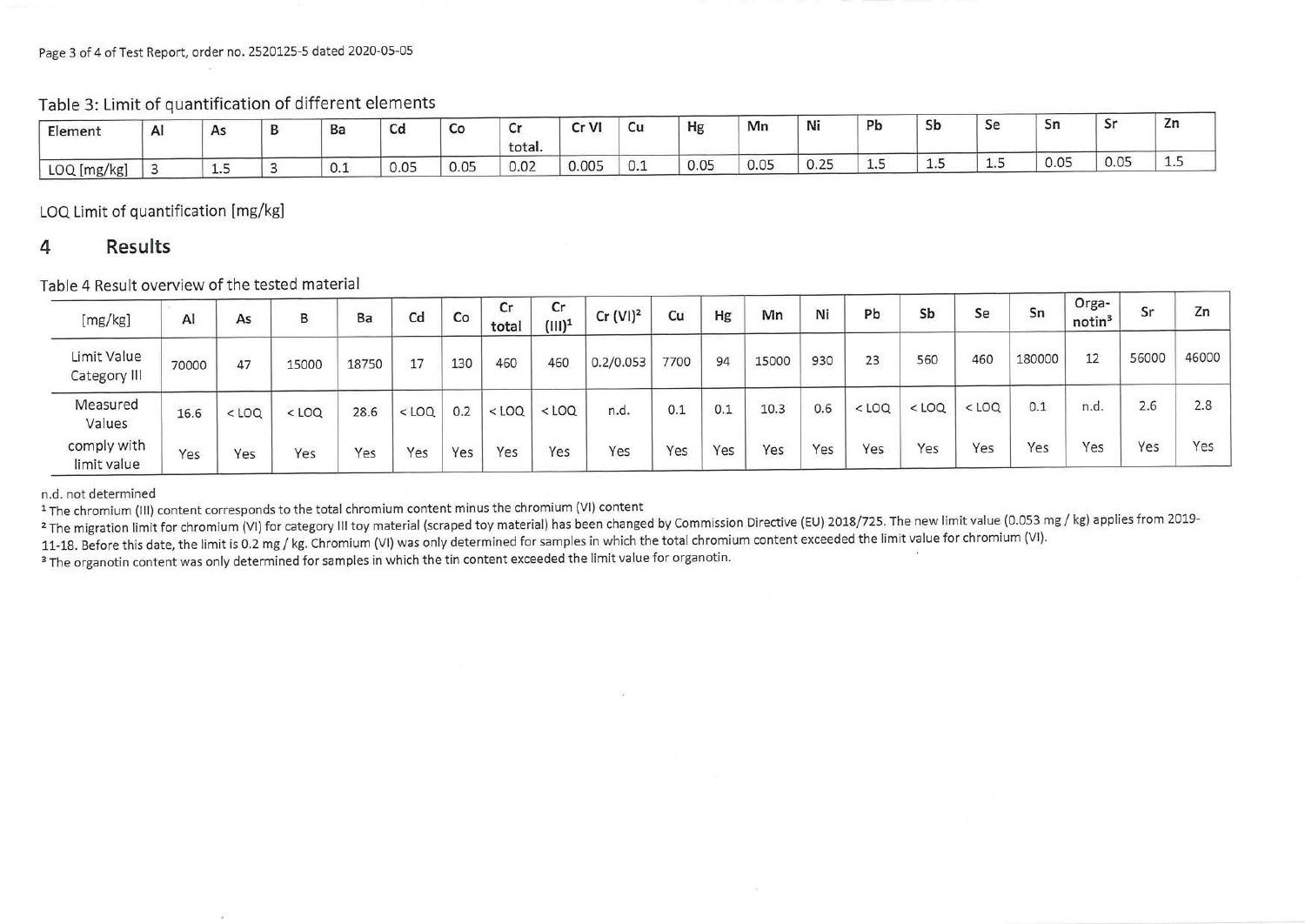Table 3: Limit of quantification of different elements

| Element | Al | As | B | Ba | Cd | Co | Cr total. | Cr VI | Cu | Hg | Mn | Ni | Pb | Sb | Se | Sn | Sr | Zn |
|---|---|---|---|---|---|---|---|---|---|---|---|---|---|---|---|---|---|---|
| LOQ [mg/kg] | 3 | 1.5 | 3 | 0.1 | 0.05 | 0.05 | 0.02 | 0.005 | 0.1 | 0.05 | 0.05 | 0.25 | 1.5 | 1.5 | 1.5 | 0.05 | 0.05 | 1.5 |

LOQ Limit of quantification [mg/kg]

## 4 Results

Table 4 Result overview of the tested material

| [mg/kg] | Al | As | B | Ba | Cd | Co | Cr total | Cr (III)[1] | Cr (VI)[2] | Cu | Hg | Mn | Ni | Pb | Sb | Se | Sn | Orga-notin[3] | Sr | Zn |
|---|---|---|---|---|---|---|---|---|---|---|---|---|---|---|---|---|---|---|---|---|
| Limit Value Category III | 70000 | 47 | 15000 | 18750 | 17 | 130 | 460 | 460 | 0.2/0.053 | 7700 | 94 | 15000 | 930 | 23 | 560 | 460 | 180000 | 12 | 56000 | 46000 |
| Measured Values | 16.6 | < LOQ | < LOQ | 28.6 | < LOQ | 0.2 | < LOQ | < LOQ | n.d. | 0.1 | 0.1 | 10.3 | 0.6 | < LOQ | < LOQ | < LOQ | 0.1 | n.d. | 2.6 | 2.8 |
| comply with limit value | Yes | Yes | Yes | Yes | Yes | Yes | Yes | Yes | Yes | Yes | Yes | Yes | Yes | Yes | Yes | Yes | Yes | Yes | Yes | Yes |

n.d. not determined

[1] The chromium (III) content corresponds to the total chromium content minus the chromium (VI) content

[2] The migration limit for chromium (VI) for category III toy material (scraped toy material) has been changed by Commission Directive (EU) 2018/725. The new limit value (0.053 mg / kg) applies from 2019-11-18. Before this date, the limit is 0.2 mg / kg. Chromium (VI) was only determined for samples in which the total chromium content exceeded the limit value for chromium (VI).

[3] The organotin content was only determined for samples in which the tin content exceeded the limit value for organotin.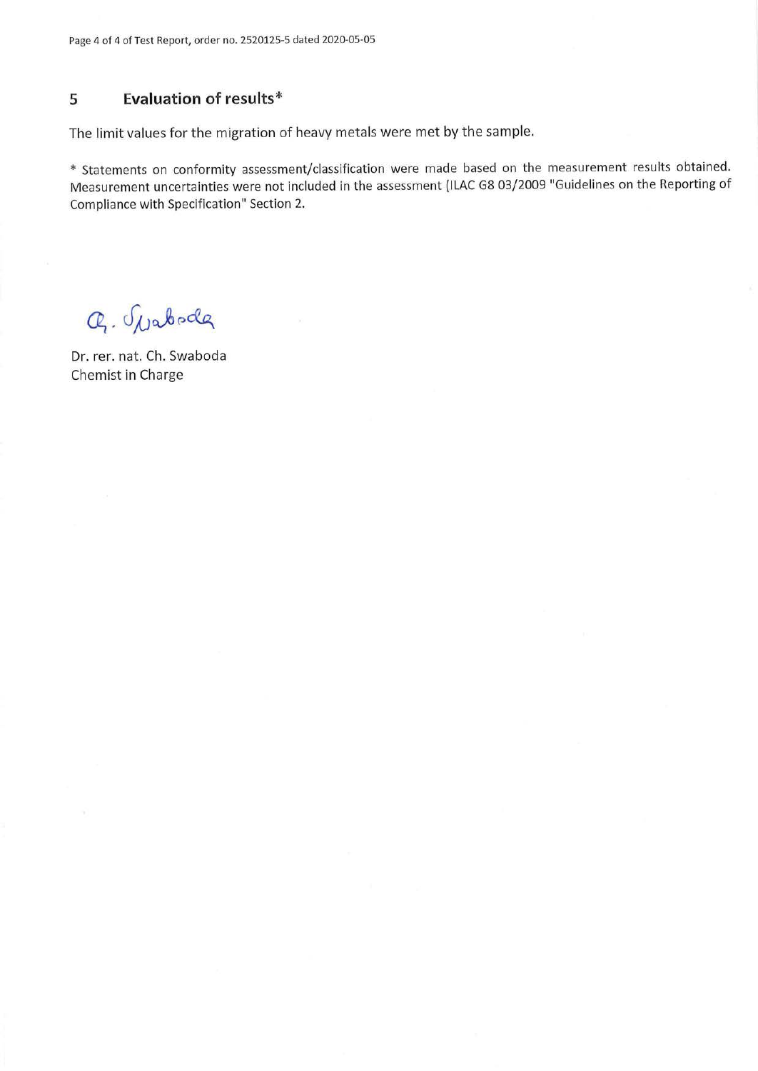## 5 Evaluation of results*

The limit values for the migration of heavy metals were met by the sample.

* Statements on conformity assessment/classification were made based on the measurement results obtained. Measurement uncertainties were not included in the assessment (ILAC G8 03/2009 "Guidelines on the Reporting of Compliance with Specification" Section 2.

Dr. rer. nat. Ch. Swaboda
Chemist in Charge